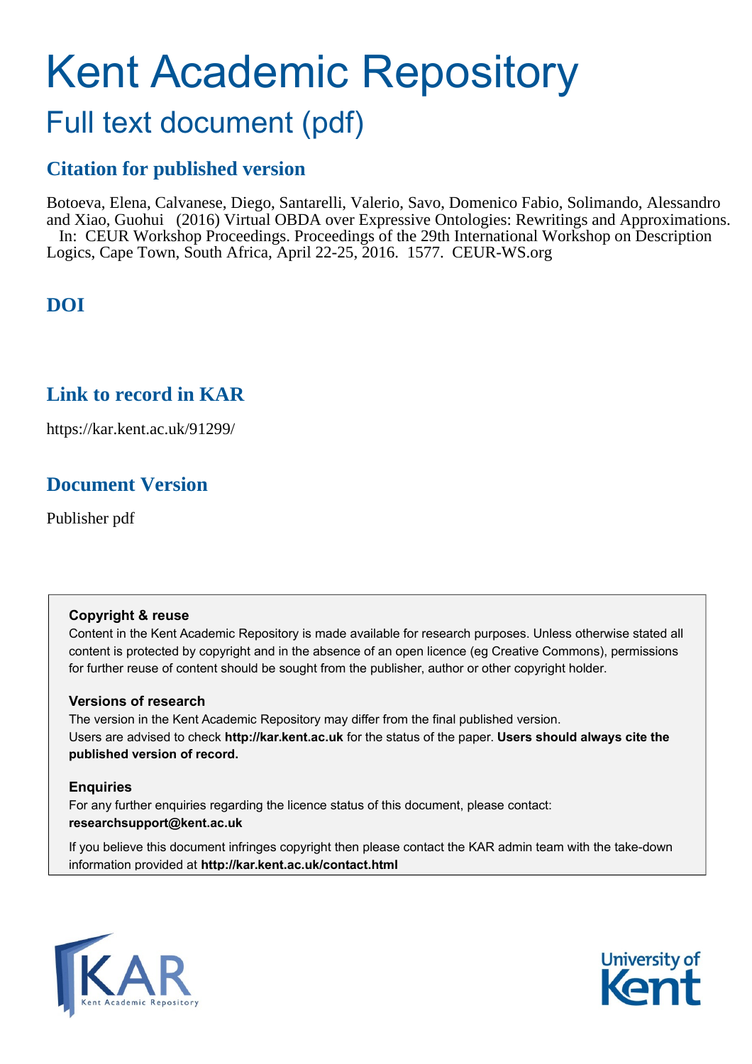# Kent Academic Repository

## Full text document (pdf)

### Citation for published version

Botoeva, Elena, Calvanese, Diego, Santarelli, Valerio, Savo, Domenico Fabio, Solimando, Alessandro and Xiao, Guohui (2016) Virtual OBDA over Expressive Ontologies: Rewritings and Approximations. In: CEUR Workshop Proceedings. Proceedings of the 29th International Workshop on Description Logics, Cape Town, South Africa, April 22-25, 2016. 1577. CEUR-WS.org

### DOI

### Link to record in KAR

https://kar.kent.ac.uk/91299/

### Document Version

Publisher pdf

**Copyright & reuse**

Content in the Kent Academic Repository is made available for research purposes. Unless otherwise stated all content is protected by copyright and in the absence of an open licence (eg Creative Commons), permissions for further reuse of content should be sought from the publisher, author or other copyright holder.

**Versions of research**

The version in the Kent Academic Repository may differ from the final published version. Users are advised to check **http://kar.kent.ac.uk** for the status of the paper. **Users should always cite the published version of record.**

**Enquiries**

For any further enquiries regarding the licence status of this document, please contact: **researchsupport@kent.ac.uk**

If you believe this document infringes copyright then please contact the KAR admin team with the take-down information provided at **http://kar.kent.ac.uk/contact.html**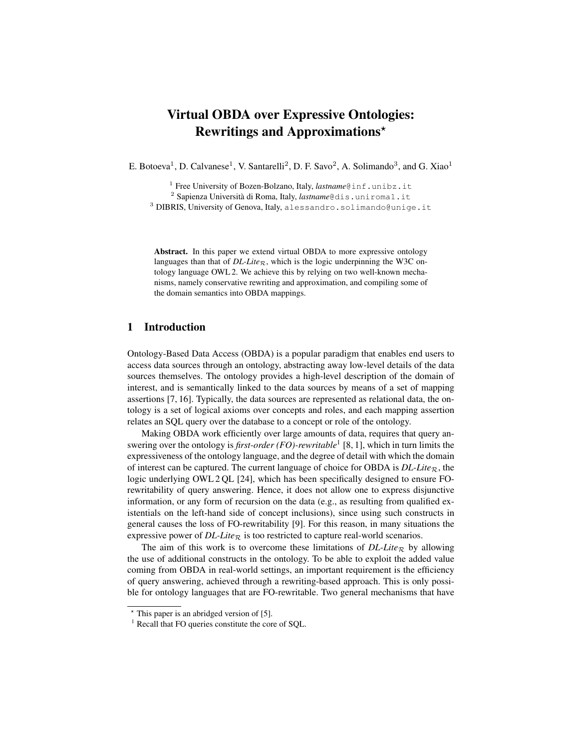# Virtual OBDA over Expressive Ontologies: Rewritings and Approximations*

E. Botoeva[1], D. Calvanese[1], V. Santarelli[2], D. F. Savo[2], A. Solimando[3], and G. Xiao[1]

[1] Free University of Bozen-Bolzano, Italy, *lastname*@inf.unibz.it
[2] Sapienza Università di Roma, Italy, *lastname*@dis.uniroma1.it
[3] DIBRIS, University of Genova, Italy, alessandro.solimando@unige.it

**Abstract.** In this paper we extend virtual OBDA to more expressive ontology languages than that of *DL-Lite*$_\mathcal{R}$, which is the logic underpinning the W3C ontology language OWL 2. We achieve this by relying on two well-known mechanisms, namely conservative rewriting and approximation, and compiling some of the domain semantics into OBDA mappings.

## 1 Introduction

Ontology-Based Data Access (OBDA) is a popular paradigm that enables end users to access data sources through an ontology, abstracting away low-level details of the data sources themselves. The ontology provides a high-level description of the domain of interest, and is semantically linked to the data sources by means of a set of mapping assertions [7, 16]. Typically, the data sources are represented as relational data, the ontology is a set of logical axioms over concepts and roles, and each mapping assertion relates an SQL query over the database to a concept or role of the ontology.

Making OBDA work efficiently over large amounts of data, requires that query answering over the ontology is *first-order (FO)-rewritable*[1] [8, 1], which in turn limits the expressiveness of the ontology language, and the degree of detail with which the domain of interest can be captured. The current language of choice for OBDA is *DL-Lite*$_\mathcal{R}$, the logic underlying OWL 2 QL [24], which has been specifically designed to ensure FO-rewritability of query answering. Hence, it does not allow one to express disjunctive information, or any form of recursion on the data (e.g., as resulting from qualified existentials on the left-hand side of concept inclusions), since using such constructs in general causes the loss of FO-rewritability [9]. For this reason, in many situations the expressive power of *DL-Lite*$_\mathcal{R}$ is too restricted to capture real-world scenarios.

The aim of this work is to overcome these limitations of *DL-Lite*$_\mathcal{R}$ by allowing the use of additional constructs in the ontology. To be able to exploit the added value coming from OBDA in real-world settings, an important requirement is the efficiency of query answering, achieved through a rewriting-based approach. This is only possible for ontology languages that are FO-rewritable. Two general mechanisms that have

* This paper is an abridged version of [5].

[1] Recall that FO queries constitute the core of SQL.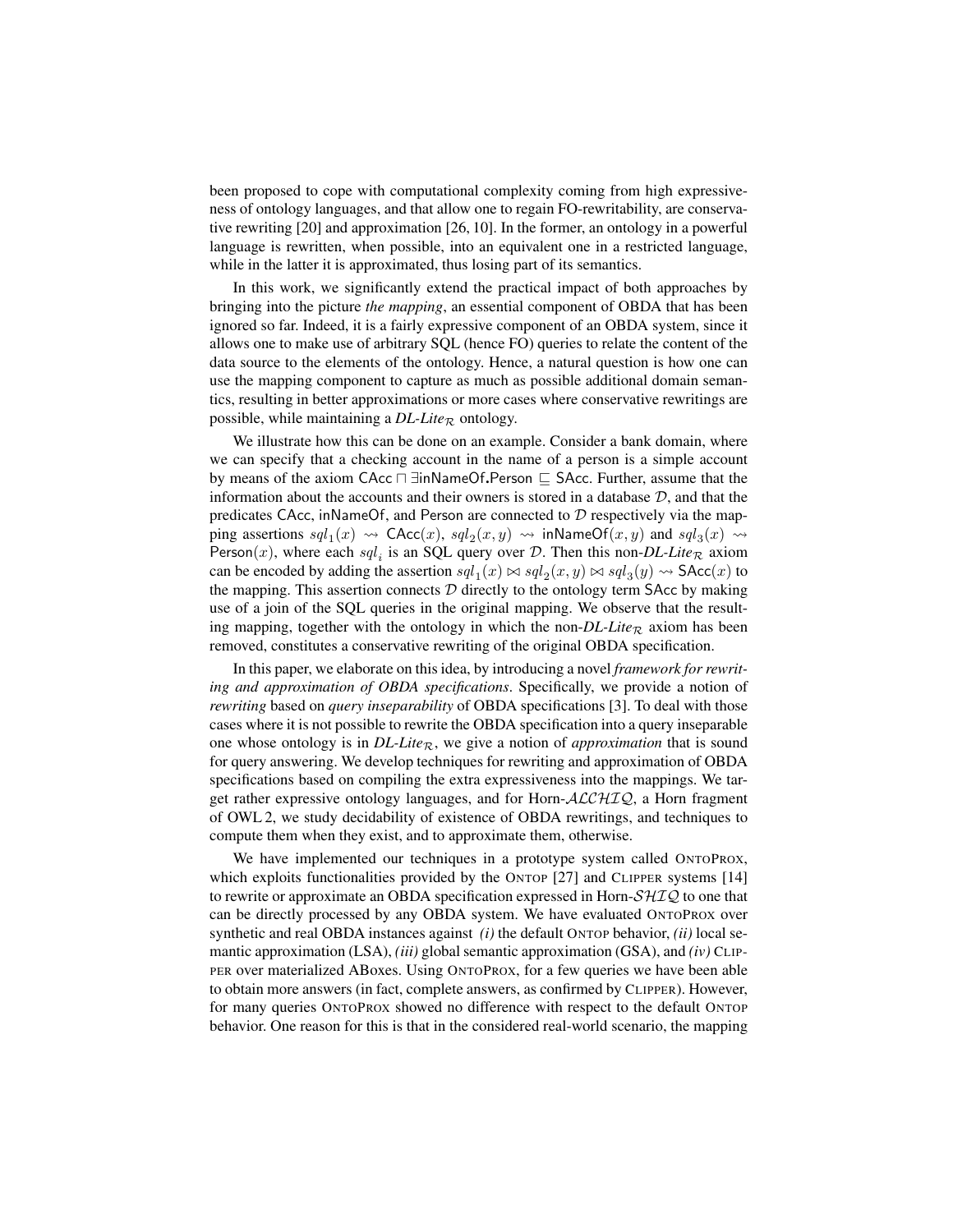been proposed to cope with computational complexity coming from high expressiveness of ontology languages, and that allow one to regain FO-rewritability, are conservative rewriting [20] and approximation [26, 10]. In the former, an ontology in a powerful language is rewritten, when possible, into an equivalent one in a restricted language, while in the latter it is approximated, thus losing part of its semantics.

In this work, we significantly extend the practical impact of both approaches by bringing into the picture *the mapping*, an essential component of OBDA that has been ignored so far. Indeed, it is a fairly expressive component of an OBDA system, since it allows one to make use of arbitrary SQL (hence FO) queries to relate the content of the data source to the elements of the ontology. Hence, a natural question is how one can use the mapping component to capture as much as possible additional domain semantics, resulting in better approximations or more cases where conservative rewritings are possible, while maintaining a *DL-Lite*$_\mathcal{R}$ ontology.

We illustrate how this can be done on an example. Consider a bank domain, where we can specify that a checking account in the name of a person is a simple account by means of the axiom $\mathsf{CAcc} \sqcap \exists \mathsf{inNameOf}.\mathsf{Person} \sqsubseteq \mathsf{SAcc}$. Further, assume that the information about the accounts and their owners is stored in a database $\mathcal{D}$, and that the predicates CAcc, inNameOf, and Person are connected to $\mathcal{D}$ respectively via the mapping assertions $sql_1(x) \rightsquigarrow \mathsf{CAcc}(x)$, $sql_2(x, y) \rightsquigarrow \mathsf{inNameOf}(x, y)$ and $sql_3(x) \rightsquigarrow \mathsf{Person}(x)$, where each $sql_i$ is an SQL query over $\mathcal{D}$. Then this non-*DL-Lite*$_\mathcal{R}$ axiom can be encoded by adding the assertion $sql_1(x) \bowtie sql_2(x, y) \bowtie sql_3(y) \rightsquigarrow \mathsf{SAcc}(x)$ to the mapping. This assertion connects $\mathcal{D}$ directly to the ontology term SAcc by making use of a join of the SQL queries in the original mapping. We observe that the resulting mapping, together with the ontology in which the non-*DL-Lite*$_\mathcal{R}$ axiom has been removed, constitutes a conservative rewriting of the original OBDA specification.

In this paper, we elaborate on this idea, by introducing a novel *framework for rewriting and approximation of OBDA specifications*. Specifically, we provide a notion of *rewriting* based on *query inseparability* of OBDA specifications [3]. To deal with those cases where it is not possible to rewrite the OBDA specification into a query inseparable one whose ontology is in *DL-Lite*$_\mathcal{R}$, we give a notion of *approximation* that is sound for query answering. We develop techniques for rewriting and approximation of OBDA specifications based on compiling the extra expressiveness into the mappings. We target rather expressive ontology languages, and for Horn-$\mathcal{ALCHIQ}$, a Horn fragment of OWL 2, we study decidability of existence of OBDA rewritings, and techniques to compute them when they exist, and to approximate them, otherwise.

We have implemented our techniques in a prototype system called ONTOPROX, which exploits functionalities provided by the ONTOP [27] and CLIPPER systems [14] to rewrite or approximate an OBDA specification expressed in Horn-$\mathcal{SHIQ}$ to one that can be directly processed by any OBDA system. We have evaluated ONTOPROX over synthetic and real OBDA instances against *(i)* the default ONTOP behavior, *(ii)* local semantic approximation (LSA), *(iii)* global semantic approximation (GSA), and *(iv)* CLIPPER over materialized ABoxes. Using ONTOPROX, for a few queries we have been able to obtain more answers (in fact, complete answers, as confirmed by CLIPPER). However, for many queries ONTOPROX showed no difference with respect to the default ONTOP behavior. One reason for this is that in the considered real-world scenario, the mapping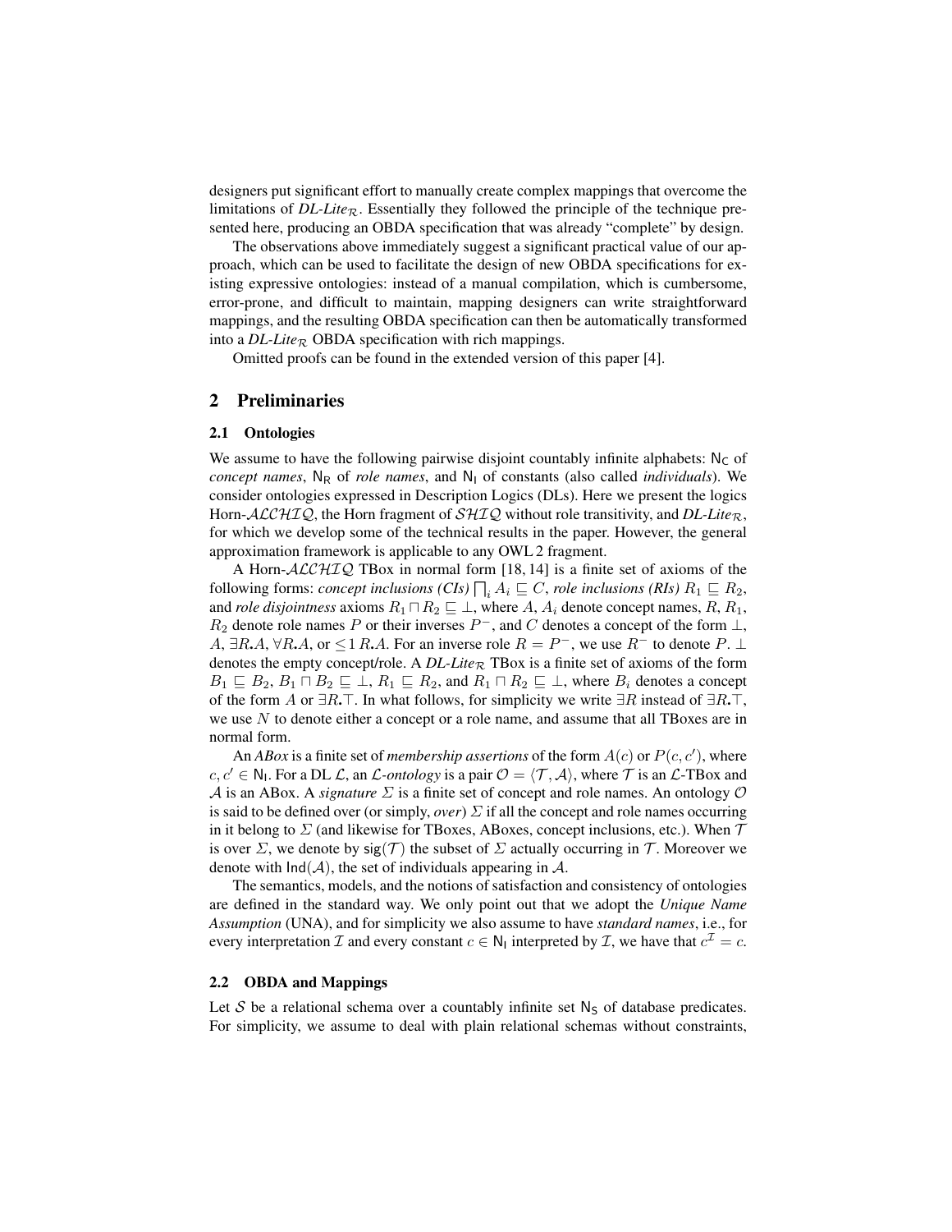designers put significant effort to manually create complex mappings that overcome the limitations of *DL-Lite*$_\mathcal{R}$. Essentially they followed the principle of the technique presented here, producing an OBDA specification that was already "complete" by design.

The observations above immediately suggest a significant practical value of our approach, which can be used to facilitate the design of new OBDA specifications for existing expressive ontologies: instead of a manual compilation, which is cumbersome, error-prone, and difficult to maintain, mapping designers can write straightforward mappings, and the resulting OBDA specification can then be automatically transformed into a *DL-Lite*$_\mathcal{R}$ OBDA specification with rich mappings.

Omitted proofs can be found in the extended version of this paper [4].

## 2 Preliminaries

### 2.1 Ontologies

We assume to have the following pairwise disjoint countably infinite alphabets: $\mathsf{N_C}$ of *concept names*, $\mathsf{N_R}$ of *role names*, and $\mathsf{N_I}$ of constants (also called *individuals*). We consider ontologies expressed in Description Logics (DLs). Here we present the logics Horn-$\mathcal{ALCHIQ}$, the Horn fragment of $\mathcal{SHIQ}$ without role transitivity, and *DL-Lite*$_\mathcal{R}$, for which we develop some of the technical results in the paper. However, the general approximation framework is applicable to any OWL 2 fragment.

A Horn-$\mathcal{ALCHIQ}$ TBox in normal form [18, 14] is a finite set of axioms of the following forms: *concept inclusions (CIs)* $\bigsqcap_i A_i \sqsubseteq C$, *role inclusions (RIs)* $R_1 \sqsubseteq R_2$, and *role disjointness* axioms $R_1 \sqcap R_2 \sqsubseteq \bot$, where $A$, $A_i$ denote concept names, $R$, $R_1$, $R_2$ denote role names $P$ or their inverses $P^-$, and $C$ denotes a concept of the form $\bot$, $A$, $\exists R.A$, $\forall R.A$, or $\leq 1\, R.A$. For an inverse role $R = P^-$, we use $R^-$ to denote $P$. $\bot$ denotes the empty concept/role. A *DL-Lite*$_\mathcal{R}$ TBox is a finite set of axioms of the form $B_1 \sqsubseteq B_2$, $B_1 \sqcap B_2 \sqsubseteq \bot$, $R_1 \sqsubseteq R_2$, and $R_1 \sqcap R_2 \sqsubseteq \bot$, where $B_i$ denotes a concept of the form $A$ or $\exists R.\top$. In what follows, for simplicity we write $\exists R$ instead of $\exists R.\top$, we use $N$ to denote either a concept or a role name, and assume that all TBoxes are in normal form.

An *ABox* is a finite set of *membership assertions* of the form $A(c)$ or $P(c, c')$, where $c, c' \in \mathsf{N_I}$. For a DL $\mathcal{L}$, an $\mathcal{L}$-*ontology* is a pair $\mathcal{O} = \langle \mathcal{T}, \mathcal{A} \rangle$, where $\mathcal{T}$ is an $\mathcal{L}$-TBox and $\mathcal{A}$ is an ABox. A *signature* $\Sigma$ is a finite set of concept and role names. An ontology $\mathcal{O}$ is said to be defined over (or simply, *over*) $\Sigma$ if all the concept and role names occurring in it belong to $\Sigma$ (and likewise for TBoxes, ABoxes, concept inclusions, etc.). When $\mathcal{T}$ is over $\Sigma$, we denote by $\mathsf{sig}(\mathcal{T})$ the subset of $\Sigma$ actually occurring in $\mathcal{T}$. Moreover we denote with $\mathsf{Ind}(\mathcal{A})$, the set of individuals appearing in $\mathcal{A}$.

The semantics, models, and the notions of satisfaction and consistency of ontologies are defined in the standard way. We only point out that we adopt the *Unique Name Assumption* (UNA), and for simplicity we also assume to have *standard names*, i.e., for every interpretation $\mathcal{I}$ and every constant $c \in \mathsf{N_I}$ interpreted by $\mathcal{I}$, we have that $c^\mathcal{I} = c$.

### 2.2 OBDA and Mappings

Let $\mathcal{S}$ be a relational schema over a countably infinite set $\mathsf{N_S}$ of database predicates. For simplicity, we assume to deal with plain relational schemas without constraints,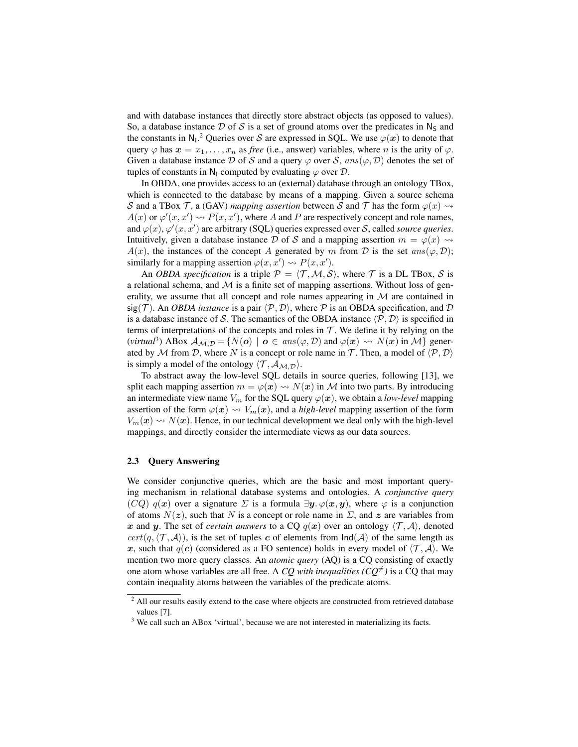and with database instances that directly store abstract objects (as opposed to values). So, a database instance $\mathcal{D}$ of $\mathcal{S}$ is a set of ground atoms over the predicates in $\mathsf{N}_\mathsf{S}$ and the constants in $\mathsf{N}_\mathsf{I}$.[2] Queries over $\mathcal{S}$ are expressed in SQL. We use $\varphi(\boldsymbol{x})$ to denote that query $\varphi$ has $\boldsymbol{x} = x_1, \ldots, x_n$ as *free* (i.e., answer) variables, where $n$ is the arity of $\varphi$. Given a database instance $\mathcal{D}$ of $\mathcal{S}$ and a query $\varphi$ over $\mathcal{S}$, $ans(\varphi, \mathcal{D})$ denotes the set of tuples of constants in $\mathsf{N}_\mathsf{I}$ computed by evaluating $\varphi$ over $\mathcal{D}$.

In OBDA, one provides access to an (external) database through an ontology TBox, which is connected to the database by means of a mapping. Given a source schema $\mathcal{S}$ and a TBox $\mathcal{T}$, a (GAV) *mapping assertion* between $\mathcal{S}$ and $\mathcal{T}$ has the form $\varphi(x) \rightsquigarrow A(x)$ or $\varphi'(x, x') \rightsquigarrow P(x, x')$, where $A$ and $P$ are respectively concept and role names, and $\varphi(x)$, $\varphi'(x, x')$ are arbitrary (SQL) queries expressed over $\mathcal{S}$, called *source queries*. Intuitively, given a database instance $\mathcal{D}$ of $\mathcal{S}$ and a mapping assertion $m = \varphi(x) \rightsquigarrow A(x)$, the instances of the concept $A$ generated by $m$ from $\mathcal{D}$ is the set $ans(\varphi, \mathcal{D})$; similarly for a mapping assertion $\varphi(x, x') \rightsquigarrow P(x, x')$.

An *OBDA specification* is a triple $\mathcal{P} = \langle \mathcal{T}, \mathcal{M}, \mathcal{S} \rangle$, where $\mathcal{T}$ is a DL TBox, $\mathcal{S}$ is a relational schema, and $\mathcal{M}$ is a finite set of mapping assertions. Without loss of generality, we assume that all concept and role names appearing in $\mathcal{M}$ are contained in $\mathsf{sig}(\mathcal{T})$. An *OBDA instance* is a pair $\langle \mathcal{P}, \mathcal{D} \rangle$, where $\mathcal{P}$ is an OBDA specification, and $\mathcal{D}$ is a database instance of $\mathcal{S}$. The semantics of the OBDA instance $\langle \mathcal{P}, \mathcal{D} \rangle$ is specified in terms of interpretations of the concepts and roles in $\mathcal{T}$. We define it by relying on the (*virtual*[3]) ABox $\mathcal{A}_{\mathcal{M},\mathcal{D}} = \{N(\boldsymbol{o}) \mid \boldsymbol{o} \in ans(\varphi, \mathcal{D}) \text{ and } \varphi(\boldsymbol{x}) \rightsquigarrow N(\boldsymbol{x}) \text{ in } \mathcal{M}\}$ generated by $\mathcal{M}$ from $\mathcal{D}$, where $N$ is a concept or role name in $\mathcal{T}$. Then, a model of $\langle \mathcal{P}, \mathcal{D} \rangle$ is simply a model of the ontology $\langle \mathcal{T}, \mathcal{A}_{\mathcal{M},\mathcal{D}} \rangle$.

To abstract away the low-level SQL details in source queries, following [13], we split each mapping assertion $m = \varphi(\boldsymbol{x}) \rightsquigarrow N(\boldsymbol{x})$ in $\mathcal{M}$ into two parts. By introducing an intermediate view name $V_m$ for the SQL query $\varphi(\boldsymbol{x})$, we obtain a *low-level* mapping assertion of the form $\varphi(\boldsymbol{x}) \rightsquigarrow V_m(\boldsymbol{x})$, and a *high-level* mapping assertion of the form $V_m(\boldsymbol{x}) \rightsquigarrow N(\boldsymbol{x})$. Hence, in our technical development we deal only with the high-level mappings, and directly consider the intermediate views as our data sources.

### 2.3 Query Answering

We consider conjunctive queries, which are the basic and most important querying mechanism in relational database systems and ontologies. A *conjunctive query* ($CQ$) $q(\boldsymbol{x})$ over a signature $\Sigma$ is a formula $\exists \boldsymbol{y}. \varphi(\boldsymbol{x}, \boldsymbol{y})$, where $\varphi$ is a conjunction of atoms $N(\boldsymbol{z})$, such that $N$ is a concept or role name in $\Sigma$, and $\boldsymbol{z}$ are variables from $\boldsymbol{x}$ and $\boldsymbol{y}$. The set of *certain answers* to a CQ $q(\boldsymbol{x})$ over an ontology $\langle \mathcal{T}, \mathcal{A} \rangle$, denoted $cert(q, \langle \mathcal{T}, \mathcal{A} \rangle)$, is the set of tuples $\boldsymbol{c}$ of elements from $\mathsf{Ind}(\mathcal{A})$ of the same length as $\boldsymbol{x}$, such that $q(\boldsymbol{c})$ (considered as a FO sentence) holds in every model of $\langle \mathcal{T}, \mathcal{A} \rangle$. We mention two more query classes. An *atomic query* (AQ) is a CQ consisting of exactly one atom whose variables are all free. A *CQ with inequalities ($CQ^{\neq}$)* is a CQ that may contain inequality atoms between the variables of the predicate atoms.

---

[2] All our results easily extend to the case where objects are constructed from retrieved database values [7].

[3] We call such an ABox 'virtual', because we are not interested in materializing its facts.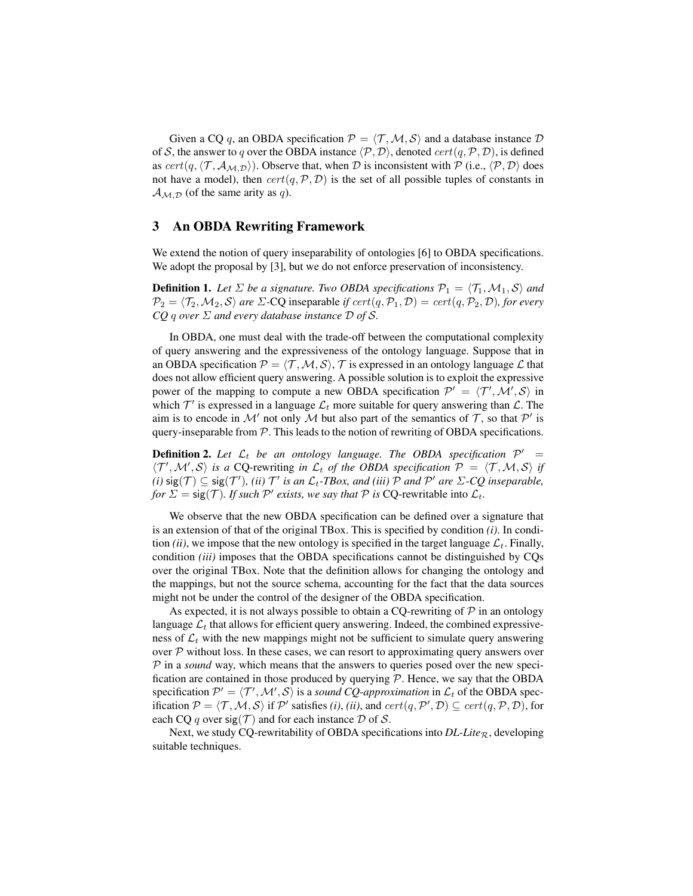Given a CQ $q$, an OBDA specification $\mathcal{P} = \langle \mathcal{T}, \mathcal{M}, \mathcal{S} \rangle$ and a database instance $\mathcal{D}$ of $\mathcal{S}$, the answer to $q$ over the OBDA instance $\langle \mathcal{P}, \mathcal{D} \rangle$, denoted $cert(q, \mathcal{P}, \mathcal{D})$, is defined as $cert(q, \langle \mathcal{T}, \mathcal{A}_{\mathcal{M},\mathcal{D}} \rangle)$. Observe that, when $\mathcal{D}$ is inconsistent with $\mathcal{P}$ (i.e., $\langle \mathcal{P}, \mathcal{D} \rangle$ does not have a model), then $cert(q, \mathcal{P}, \mathcal{D})$ is the set of all possible tuples of constants in $\mathcal{A}_{\mathcal{M},\mathcal{D}}$ (of the same arity as $q$).

## 3 An OBDA Rewriting Framework

We extend the notion of query inseparability of ontologies [6] to OBDA specifications. We adopt the proposal by [3], but we do not enforce preservation of inconsistency.

**Definition 1.** *Let $\Sigma$ be a signature. Two OBDA specifications $\mathcal{P}_1 = \langle \mathcal{T}_1, \mathcal{M}_1, \mathcal{S} \rangle$ and $\mathcal{P}_2 = \langle \mathcal{T}_2, \mathcal{M}_2, \mathcal{S} \rangle$ are* $\Sigma$-CQ inseparable *if $cert(q, \mathcal{P}_1, \mathcal{D}) = cert(q, \mathcal{P}_2, \mathcal{D})$, for every CQ $q$ over $\Sigma$ and every database instance $\mathcal{D}$ of $\mathcal{S}$.*

In OBDA, one must deal with the trade-off between the computational complexity of query answering and the expressiveness of the ontology language. Suppose that in an OBDA specification $\mathcal{P} = \langle \mathcal{T}, \mathcal{M}, \mathcal{S} \rangle$, $\mathcal{T}$ is expressed in an ontology language $\mathcal{L}$ that does not allow efficient query answering. A possible solution is to exploit the expressive power of the mapping to compute a new OBDA specification $\mathcal{P}' = \langle \mathcal{T}', \mathcal{M}', \mathcal{S} \rangle$ in which $\mathcal{T}'$ is expressed in a language $\mathcal{L}_t$ more suitable for query answering than $\mathcal{L}$. The aim is to encode in $\mathcal{M}'$ not only $\mathcal{M}$ but also part of the semantics of $\mathcal{T}$, so that $\mathcal{P}'$ is query-inseparable from $\mathcal{P}$. This leads to the notion of rewriting of OBDA specifications.

**Definition 2.** *Let $\mathcal{L}_t$ be an ontology language. The OBDA specification $\mathcal{P}' = \langle \mathcal{T}', \mathcal{M}', \mathcal{S} \rangle$ is a* CQ-rewriting *in $\mathcal{L}_t$ of the OBDA specification $\mathcal{P} = \langle \mathcal{T}, \mathcal{M}, \mathcal{S} \rangle$ if (i) $\mathsf{sig}(\mathcal{T}) \subseteq \mathsf{sig}(\mathcal{T}')$, (ii) $\mathcal{T}'$ is an $\mathcal{L}_t$-TBox, and (iii) $\mathcal{P}$ and $\mathcal{P}'$ are $\Sigma$-CQ inseparable, for $\Sigma = \mathsf{sig}(\mathcal{T})$. If such $\mathcal{P}'$ exists, we say that $\mathcal{P}$ is* CQ-rewritable *into $\mathcal{L}_t$.*

We observe that the new OBDA specification can be defined over a signature that is an extension of that of the original TBox. This is specified by condition *(i)*. In condition *(ii)*, we impose that the new ontology is specified in the target language $\mathcal{L}_t$. Finally, condition *(iii)* imposes that the OBDA specifications cannot be distinguished by CQs over the original TBox. Note that the definition allows for changing the ontology and the mappings, but not the source schema, accounting for the fact that the data sources might not be under the control of the designer of the OBDA specification.

As expected, it is not always possible to obtain a CQ-rewriting of $\mathcal{P}$ in an ontology language $\mathcal{L}_t$ that allows for efficient query answering. Indeed, the combined expressiveness of $\mathcal{L}_t$ with the new mappings might not be sufficient to simulate query answering over $\mathcal{P}$ without loss. In these cases, we can resort to approximating query answers over $\mathcal{P}$ in a *sound* way, which means that the answers to queries posed over the new specification are contained in those produced by querying $\mathcal{P}$. Hence, we say that the OBDA specification $\mathcal{P}' = \langle \mathcal{T}', \mathcal{M}', \mathcal{S} \rangle$ is a *sound CQ-approximation* in $\mathcal{L}_t$ of the OBDA specification $\mathcal{P} = \langle \mathcal{T}, \mathcal{M}, \mathcal{S} \rangle$ if $\mathcal{P}'$ satisfies *(i)*, *(ii)*, and $cert(q, \mathcal{P}', \mathcal{D}) \subseteq cert(q, \mathcal{P}, \mathcal{D})$, for each CQ $q$ over $\mathsf{sig}(\mathcal{T})$ and for each instance $\mathcal{D}$ of $\mathcal{S}$.

Next, we study CQ-rewritability of OBDA specifications into *DL-Lite*$_{\mathcal{R}}$, developing suitable techniques.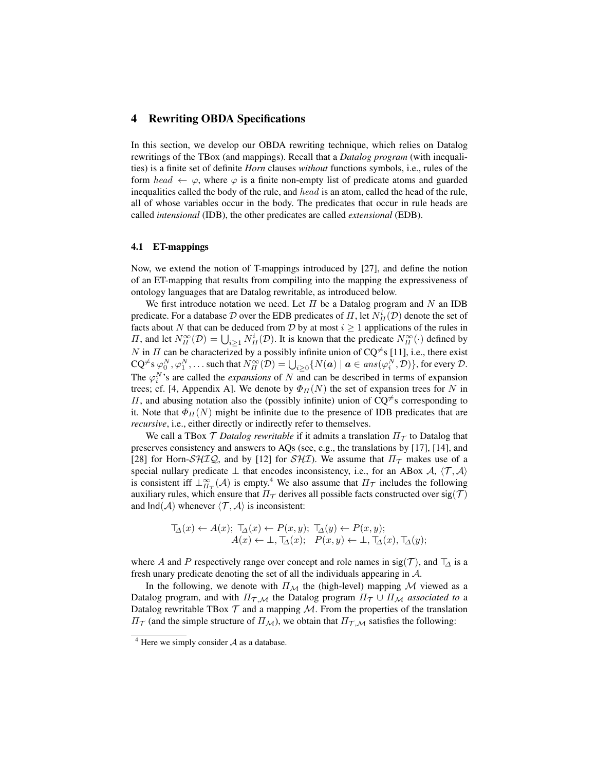## 4 Rewriting OBDA Specifications

In this section, we develop our OBDA rewriting technique, which relies on Datalog rewritings of the TBox (and mappings). Recall that a *Datalog program* (with inequalities) is a finite set of definite *Horn* clauses *without* functions symbols, i.e., rules of the form $head \leftarrow \varphi$, where $\varphi$ is a finite non-empty list of predicate atoms and guarded inequalities called the body of the rule, and $head$ is an atom, called the head of the rule, all of whose variables occur in the body. The predicates that occur in rule heads are called *intensional* (IDB), the other predicates are called *extensional* (EDB).

### 4.1 ET-mappings

Now, we extend the notion of T-mappings introduced by [27], and define the notion of an ET-mapping that results from compiling into the mapping the expressiveness of ontology languages that are Datalog rewritable, as introduced below.

We first introduce notation we need. Let $\Pi$ be a Datalog program and $N$ an IDB predicate. For a database $\mathcal{D}$ over the EDB predicates of $\Pi$, let $N^i_\Pi(\mathcal{D})$ denote the set of facts about $N$ that can be deduced from $\mathcal{D}$ by at most $i \geq 1$ applications of the rules in $\Pi$, and let $N^\infty_\Pi(\mathcal{D}) = \bigcup_{i\geq 1} N^i_\Pi(\mathcal{D})$. It is known that the predicate $N^\infty_\Pi(\cdot)$ defined by $N$ in $\Pi$ can be characterized by a possibly infinite union of CQ$^{\neq}$s [11], i.e., there exist CQ$^{\neq}$s $\varphi^N_0, \varphi^N_1, \ldots$ such that $N^\infty_\Pi(\mathcal{D}) = \bigcup_{i\geq 0}\{N(\boldsymbol{a}) \mid \boldsymbol{a} \in ans(\varphi^N_i, \mathcal{D})\}$, for every $\mathcal{D}$. The $\varphi^N_i$'s are called the *expansions* of $N$ and can be described in terms of expansion trees; cf. [4, Appendix A]. We denote by $\Phi_\Pi(N)$ the set of expansion trees for $N$ in $\Pi$, and abusing notation also the (possibly infinite) union of CQ$^{\neq}$s corresponding to it. Note that $\Phi_\Pi(N)$ might be infinite due to the presence of IDB predicates that are *recursive*, i.e., either directly or indirectly refer to themselves.

We call a TBox $\mathcal{T}$ *Datalog rewritable* if it admits a translation $\Pi_\mathcal{T}$ to Datalog that preserves consistency and answers to AQs (see, e.g., the translations by [17], [14], and [28] for Horn-$\mathcal{SHIQ}$, and by [12] for $\mathcal{SHI}$). We assume that $\Pi_\mathcal{T}$ makes use of a special nullary predicate $\bot$ that encodes inconsistency, i.e., for an ABox $\mathcal{A}$, $\langle\mathcal{T}, \mathcal{A}\rangle$ is consistent iff $\bot^\infty_{\Pi_\mathcal{T}}(\mathcal{A})$ is empty.[4] We also assume that $\Pi_\mathcal{T}$ includes the following auxiliary rules, which ensure that $\Pi_\mathcal{T}$ derives all possible facts constructed over $\mathsf{sig}(\mathcal{T})$ and $\mathsf{Ind}(\mathcal{A})$ whenever $\langle\mathcal{T}, \mathcal{A}\rangle$ is inconsistent:

$$\begin{aligned}\top_\Delta(x) \leftarrow A(x);\ \top_\Delta(x) \leftarrow P(x,y);\ \top_\Delta(y) \leftarrow P(x,y);\\ A(x) \leftarrow \bot, \top_\Delta(x);\quad P(x,y) \leftarrow \bot, \top_\Delta(x), \top_\Delta(y);\end{aligned}$$

where $A$ and $P$ respectively range over concept and role names in $\mathsf{sig}(\mathcal{T})$, and $\top_\Delta$ is a fresh unary predicate denoting the set of all the individuals appearing in $\mathcal{A}$.

In the following, we denote with $\Pi_\mathcal{M}$ the (high-level) mapping $\mathcal{M}$ viewed as a Datalog program, and with $\Pi_{\mathcal{T},\mathcal{M}}$ the Datalog program $\Pi_\mathcal{T} \cup \Pi_\mathcal{M}$ *associated to* a Datalog rewritable TBox $\mathcal{T}$ and a mapping $\mathcal{M}$. From the properties of the translation $\Pi_\mathcal{T}$ (and the simple structure of $\Pi_\mathcal{M}$), we obtain that $\Pi_{\mathcal{T},\mathcal{M}}$ satisfies the following:

[4] Here we simply consider $\mathcal{A}$ as a database.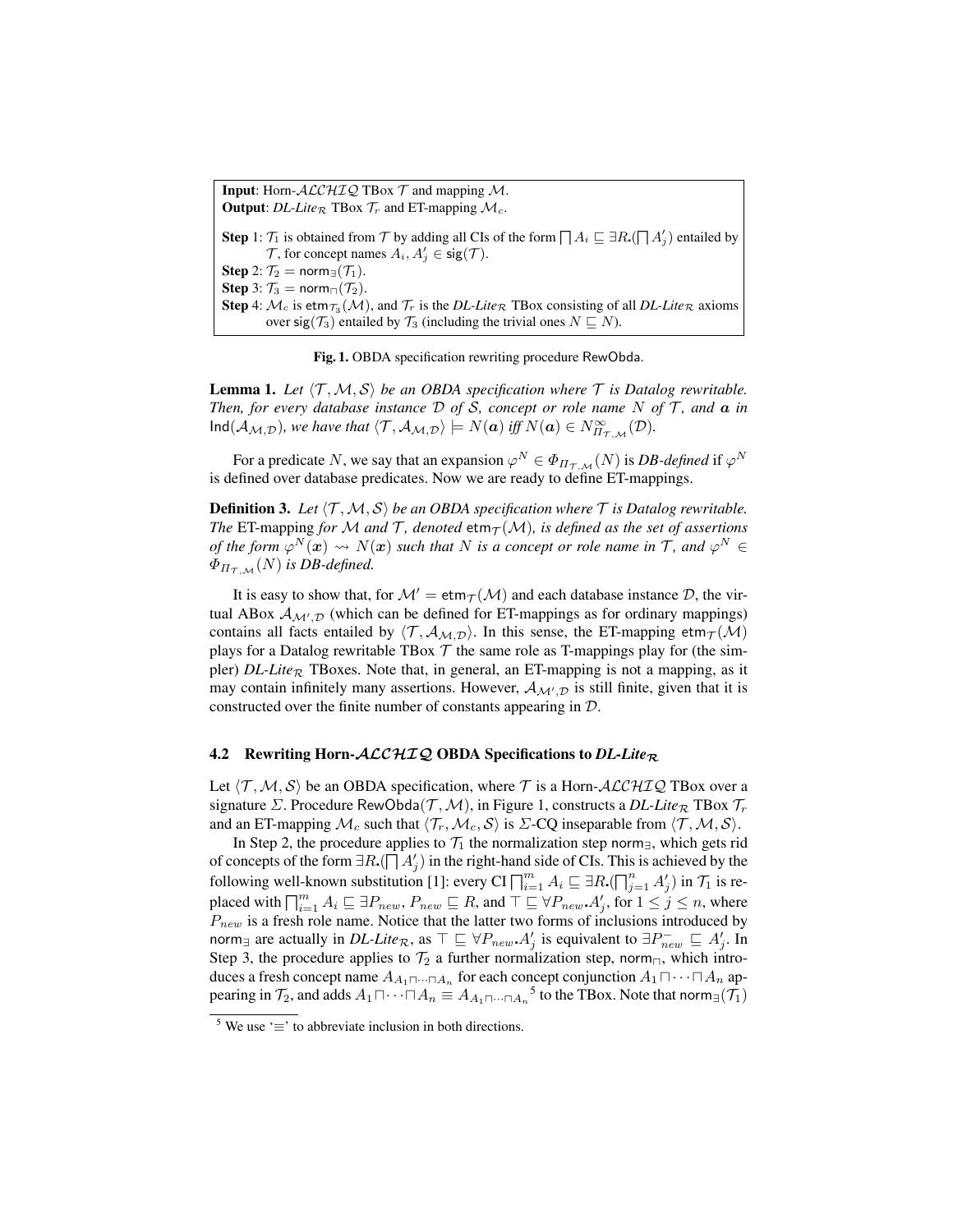**Input**: Horn-$\mathcal{ALCHIQ}$ TBox $\mathcal{T}$ and mapping $\mathcal{M}$.
**Output**: *DL-Lite*$_\mathcal{R}$ TBox $\mathcal{T}_r$ and ET-mapping $\mathcal{M}_c$.

**Step 1**: $\mathcal{T}_1$ is obtained from $\mathcal{T}$ by adding all CIs of the form $\bigsqcap A_i \sqsubseteq \exists R.(\bigsqcap A'_j)$ entailed by $\mathcal{T}$, for concept names $A_i, A'_j \in \mathsf{sig}(\mathcal{T})$.
**Step 2**: $\mathcal{T}_2 = \mathsf{norm}_\exists(\mathcal{T}_1)$.
**Step 3**: $\mathcal{T}_3 = \mathsf{norm}_\sqcap(\mathcal{T}_2)$.
**Step 4**: $\mathcal{M}_c$ is $\mathsf{etm}_{\mathcal{T}_3}(\mathcal{M})$, and $\mathcal{T}_r$ is the *DL-Lite*$_\mathcal{R}$ TBox consisting of all *DL-Lite*$_\mathcal{R}$ axioms over $\mathsf{sig}(\mathcal{T}_3)$ entailed by $\mathcal{T}_3$ (including the trivial ones $N \sqsubseteq N$).

**Fig. 1.** OBDA specification rewriting procedure RewObda.

**Lemma 1.** *Let $\langle \mathcal{T}, \mathcal{M}, \mathcal{S} \rangle$ be an OBDA specification where $\mathcal{T}$ is Datalog rewritable. Then, for every database instance $\mathcal{D}$ of $\mathcal{S}$, concept or role name $N$ of $\mathcal{T}$, and $\boldsymbol{a}$ in $\mathsf{Ind}(\mathcal{A}_{\mathcal{M},\mathcal{D}})$, we have that $\langle \mathcal{T}, \mathcal{A}_{\mathcal{M},\mathcal{D}} \rangle \models N(\boldsymbol{a})$ iff $N(\boldsymbol{a}) \in N^\infty_{\Pi_{\mathcal{T},\mathcal{M}}}(\mathcal{D})$.*

For a predicate $N$, we say that an expansion $\varphi^N \in \Phi_{\Pi_{\mathcal{T},\mathcal{M}}}(N)$ is *DB-defined* if $\varphi^N$ is defined over database predicates. Now we are ready to define ET-mappings.

**Definition 3.** *Let $\langle \mathcal{T}, \mathcal{M}, \mathcal{S} \rangle$ be an OBDA specification where $\mathcal{T}$ is Datalog rewritable. The* ET-mapping *for $\mathcal{M}$ and $\mathcal{T}$, denoted $\mathsf{etm}_\mathcal{T}(\mathcal{M})$, is defined as the set of assertions of the form $\varphi^N(\boldsymbol{x}) \rightsquigarrow N(\boldsymbol{x})$ such that $N$ is a concept or role name in $\mathcal{T}$, and $\varphi^N \in \Phi_{\Pi_{\mathcal{T},\mathcal{M}}}(N)$ is DB-defined.*

It is easy to show that, for $\mathcal{M}' = \mathsf{etm}_\mathcal{T}(\mathcal{M})$ and each database instance $\mathcal{D}$, the virtual ABox $\mathcal{A}_{\mathcal{M}',\mathcal{D}}$ (which can be defined for ET-mappings as for ordinary mappings) contains all facts entailed by $\langle \mathcal{T}, \mathcal{A}_{\mathcal{M},\mathcal{D}} \rangle$. In this sense, the ET-mapping $\mathsf{etm}_\mathcal{T}(\mathcal{M})$ plays for a Datalog rewritable TBox $\mathcal{T}$ the same role as T-mappings play for (the simpler) *DL-Lite*$_\mathcal{R}$ TBoxes. Note that, in general, an ET-mapping is not a mapping, as it may contain infinitely many assertions. However, $\mathcal{A}_{\mathcal{M}',\mathcal{D}}$ is still finite, given that it is constructed over the finite number of constants appearing in $\mathcal{D}$.

### 4.2 Rewriting Horn-$\mathcal{ALCHIQ}$ OBDA Specifications to *DL-Lite*$_\mathcal{R}$

Let $\langle \mathcal{T}, \mathcal{M}, \mathcal{S} \rangle$ be an OBDA specification, where $\mathcal{T}$ is a Horn-$\mathcal{ALCHIQ}$ TBox over a signature $\Sigma$. Procedure RewObda($\mathcal{T}, \mathcal{M}$), in Figure 1, constructs a *DL-Lite*$_\mathcal{R}$ TBox $\mathcal{T}_r$ and an ET-mapping $\mathcal{M}_c$ such that $\langle \mathcal{T}_r, \mathcal{M}_c, \mathcal{S} \rangle$ is $\Sigma$-CQ inseparable from $\langle \mathcal{T}, \mathcal{M}, \mathcal{S} \rangle$.

In Step 2, the procedure applies to $\mathcal{T}_1$ the normalization step $\mathsf{norm}_\exists$, which gets rid of concepts of the form $\exists R.(\bigsqcap A'_j)$ in the right-hand side of CIs. This is achieved by the following well-known substitution [1]: every CI $\bigsqcap_{i=1}^m A_i \sqsubseteq \exists R.(\bigsqcap_{j=1}^n A'_j)$ in $\mathcal{T}_1$ is replaced with $\bigsqcap_{i=1}^m A_i \sqsubseteq \exists P_{new}$, $P_{new} \sqsubseteq R$, and $\top \sqsubseteq \forall P_{new}.A'_j$, for $1 \leq j \leq n$, where $P_{new}$ is a fresh role name. Notice that the latter two forms of inclusions introduced by $\mathsf{norm}_\exists$ are actually in *DL-Lite*$_\mathcal{R}$, as $\top \sqsubseteq \forall P_{new}.A'_j$ is equivalent to $\exists P^-_{new} \sqsubseteq A'_j$. In Step 3, the procedure applies to $\mathcal{T}_2$ a further normalization step, $\mathsf{norm}_\sqcap$, which introduces a fresh concept name $A_{A_1 \sqcap \cdots \sqcap A_n}$ for each concept conjunction $A_1 \sqcap \cdots \sqcap A_n$ appearing in $\mathcal{T}_2$, and adds $A_1 \sqcap \cdots \sqcap A_n \equiv A_{A_1 \sqcap \cdots \sqcap A_n}$[5] to the TBox. Note that $\mathsf{norm}_\exists(\mathcal{T}_1)$

[5] We use '$\equiv$' to abbreviate inclusion in both directions.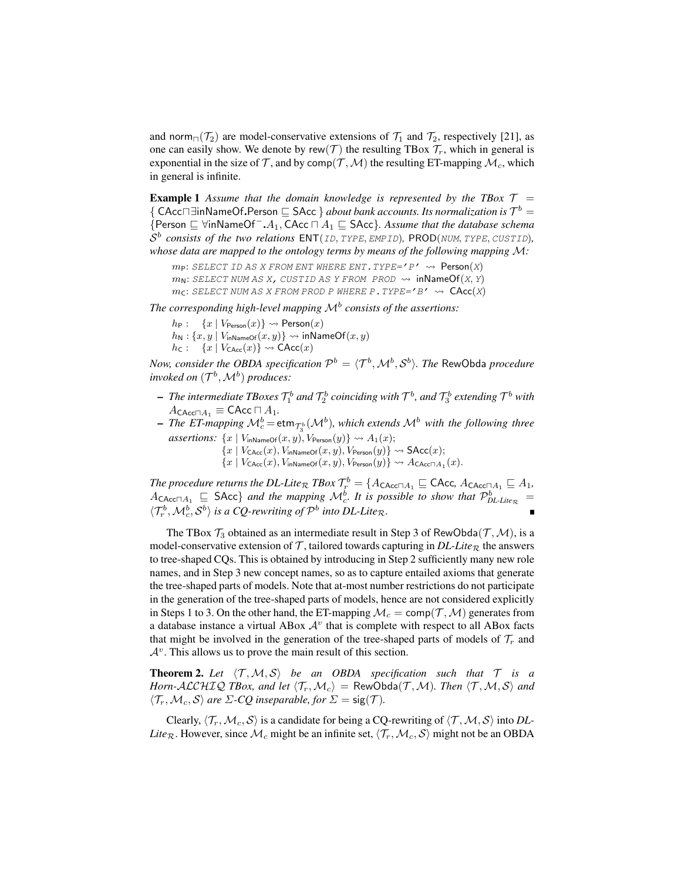and $\mathsf{norm}_{\sqcap}(\mathcal{T}_2)$ are model-conservative extensions of $\mathcal{T}_1$ and $\mathcal{T}_2$, respectively [21], as one can easily show. We denote by $\mathsf{rew}(\mathcal{T})$ the resulting TBox $\mathcal{T}_r$, which in general is exponential in the size of $\mathcal{T}$, and by $\mathsf{comp}(\mathcal{T}, \mathcal{M})$ the resulting ET-mapping $\mathcal{M}_c$, which in general is infinite.

**Example 1** *Assume that the domain knowledge is represented by the TBox* $\mathcal{T} = \{ \mathsf{CAcc} \sqcap \exists \mathsf{inNameOf}.\mathsf{Person} \sqsubseteq \mathsf{SAcc} \}$ *about bank accounts. Its normalization is* $\mathcal{T}^b = \{\mathsf{Person} \sqsubseteq \forall \mathsf{inNameOf}^-.A_1, \mathsf{CAcc} \sqcap A_1 \sqsubseteq \mathsf{SAcc}\}$. *Assume that the database schema* $\mathcal{S}^b$ *consists of the two relations* $\mathsf{ENT}(\mathit{ID}, \mathit{TYPE}, \mathit{EMPID})$, $\mathsf{PROD}(\mathit{NUM}, \mathit{TYPE}, \mathit{CUSTID})$, *whose data are mapped to the ontology terms by means of the following mapping* $\mathcal{M}$*:*

$m_{\mathsf{P}}$: `SELECT ID AS X FROM ENT WHERE ENT.TYPE='P'` $\rightsquigarrow$ $\mathsf{Person}(X)$
$m_{\mathsf{N}}$: `SELECT NUM AS X, CUSTID AS Y FROM PROD` $\rightsquigarrow$ $\mathsf{inNameOf}(X, Y)$
$m_{\mathsf{C}}$: `SELECT NUM AS X FROM PROD P WHERE P.TYPE='B'` $\rightsquigarrow$ $\mathsf{CAcc}(X)$

*The corresponding high-level mapping* $\mathcal{M}^b$ *consists of the assertions:*

$h_{\mathsf{P}}: \quad \{x \mid V_{\mathsf{Person}}(x)\} \rightsquigarrow \mathsf{Person}(x)$
$h_{\mathsf{N}}: \{x, y \mid V_{\mathsf{inNameOf}}(x, y)\} \rightsquigarrow \mathsf{inNameOf}(x, y)$
$h_{\mathsf{C}}: \quad \{x \mid V_{\mathsf{CAcc}}(x)\} \rightsquigarrow \mathsf{CAcc}(x)$

*Now, consider the OBDA specification* $\mathcal{P}^b = \langle \mathcal{T}^b, \mathcal{M}^b, \mathcal{S}^b \rangle$. *The* $\mathsf{RewObda}$ *procedure invoked on* $(\mathcal{T}^b, \mathcal{M}^b)$ *produces:*

- *The intermediate TBoxes* $\mathcal{T}_1^b$ *and* $\mathcal{T}_2^b$ *coinciding with* $\mathcal{T}^b$, *and* $\mathcal{T}_3^b$ *extending* $\mathcal{T}^b$ *with* $A_{\mathsf{CAcc} \sqcap A_1} \equiv \mathsf{CAcc} \sqcap A_1$.
- *The ET-mapping* $\mathcal{M}_c^b = \mathsf{etm}_{\mathcal{T}_3^b}(\mathcal{M}^b)$, *which extends* $\mathcal{M}^b$ *with the following three assertions:* $\{x \mid V_{\mathsf{inNameOf}}(x, y), V_{\mathsf{Person}}(y)\} \rightsquigarrow A_1(x)$;
  $\{x \mid V_{\mathsf{CAcc}}(x), V_{\mathsf{inNameOf}}(x, y), V_{\mathsf{Person}}(y)\} \rightsquigarrow \mathsf{SAcc}(x)$;
  $\{x \mid V_{\mathsf{CAcc}}(x), V_{\mathsf{inNameOf}}(x, y), V_{\mathsf{Person}}(y)\} \rightsquigarrow A_{\mathsf{CAcc} \sqcap A_1}(x)$.

*The procedure returns the DL-Lite*$_\mathcal{R}$ *TBox* $\mathcal{T}_r^b = \{A_{\mathsf{CAcc} \sqcap A_1} \sqsubseteq \mathsf{CAcc}, A_{\mathsf{CAcc} \sqcap A_1} \sqsubseteq A_1, A_{\mathsf{CAcc} \sqcap A_1} \sqsubseteq \mathsf{SAcc}\}$ *and the mapping* $\mathcal{M}_c^b$. *It is possible to show that* $\mathcal{P}^b_{\mathit{DL\text{-}Lite}_\mathcal{R}} = \langle \mathcal{T}_r^b, \mathcal{M}_c^b, \mathcal{S}^b \rangle$ *is a CQ-rewriting of* $\mathcal{P}^b$ *into DL-Lite*$_\mathcal{R}$. ∎

The TBox $\mathcal{T}_3$ obtained as an intermediate result in Step 3 of $\mathsf{RewObda}(\mathcal{T}, \mathcal{M})$, is a model-conservative extension of $\mathcal{T}$, tailored towards capturing in *DL-Lite*$_\mathcal{R}$ the answers to tree-shaped CQs. This is obtained by introducing in Step 2 sufficiently many new role names, and in Step 3 new concept names, so as to capture entailed axioms that generate the tree-shaped parts of models. Note that at-most number restrictions do not participate in the generation of the tree-shaped parts of models, hence are not considered explicitly in Steps 1 to 3. On the other hand, the ET-mapping $\mathcal{M}_c = \mathsf{comp}(\mathcal{T}, \mathcal{M})$ generates from a database instance a virtual ABox $\mathcal{A}^v$ that is complete with respect to all ABox facts that might be involved in the generation of the tree-shaped parts of models of $\mathcal{T}_r$ and $\mathcal{A}^v$. This allows us to prove the main result of this section.

**Theorem 2.** *Let* $\langle \mathcal{T}, \mathcal{M}, \mathcal{S} \rangle$ *be an OBDA specification such that* $\mathcal{T}$ *is a Horn-*$\mathcal{ALCHIQ}$ *TBox, and let* $\langle \mathcal{T}_r, \mathcal{M}_c \rangle = \mathsf{RewObda}(\mathcal{T}, \mathcal{M})$. *Then* $\langle \mathcal{T}, \mathcal{M}, \mathcal{S} \rangle$ *and* $\langle \mathcal{T}_r, \mathcal{M}_c, \mathcal{S} \rangle$ *are* $\Sigma$*-CQ inseparable, for* $\Sigma = \mathsf{sig}(\mathcal{T})$.

Clearly, $\langle \mathcal{T}_r, \mathcal{M}_c, \mathcal{S} \rangle$ is a candidate for being a CQ-rewriting of $\langle \mathcal{T}, \mathcal{M}, \mathcal{S} \rangle$ into *DL-Lite*$_\mathcal{R}$. However, since $\mathcal{M}_c$ might be an infinite set, $\langle \mathcal{T}_r, \mathcal{M}_c, \mathcal{S} \rangle$ might not be an OBDA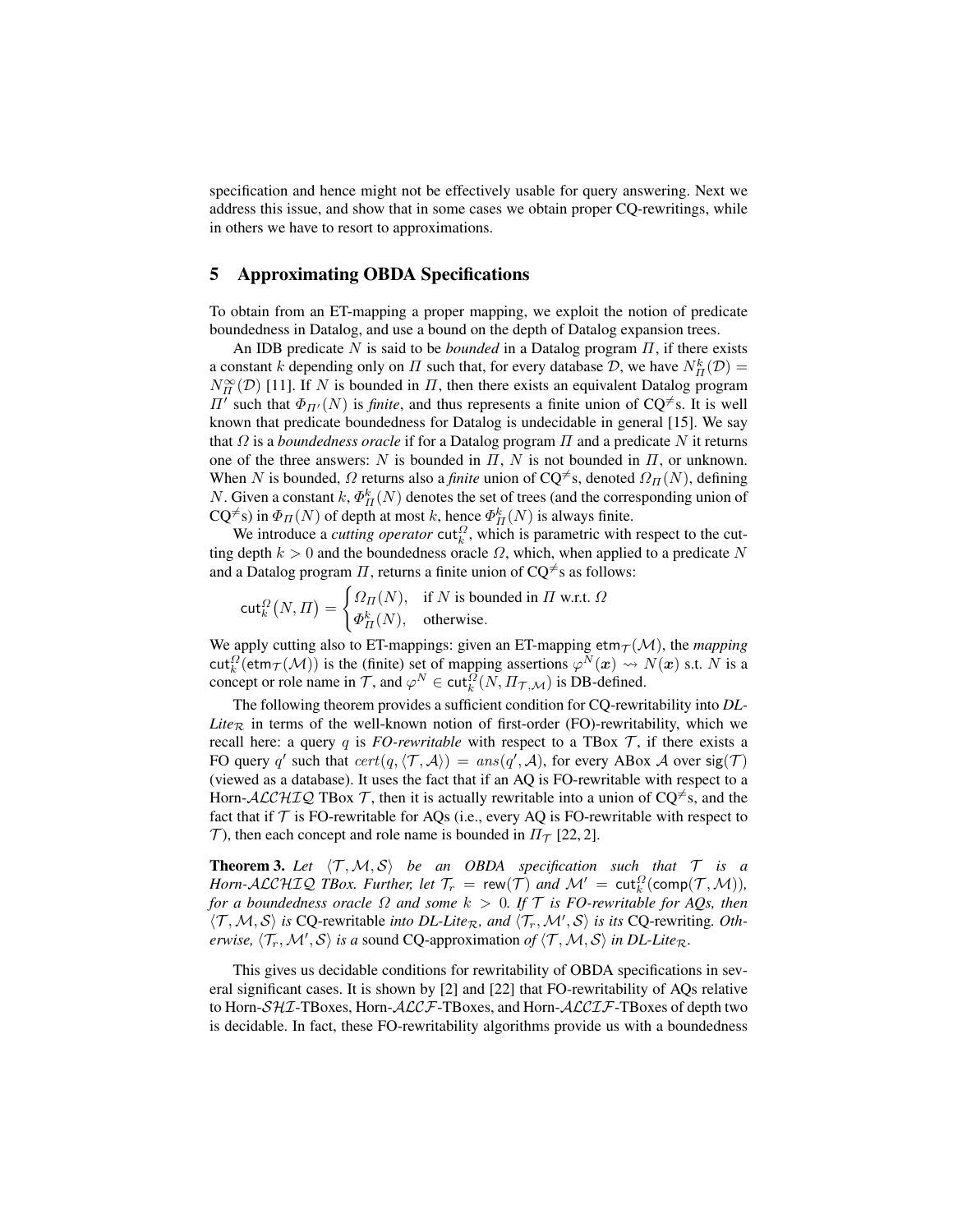specification and hence might not be effectively usable for query answering. Next we address this issue, and show that in some cases we obtain proper CQ-rewritings, while in others we have to resort to approximations.

## 5 Approximating OBDA Specifications

To obtain from an ET-mapping a proper mapping, we exploit the notion of predicate boundedness in Datalog, and use a bound on the depth of Datalog expansion trees.

An IDB predicate $N$ is said to be *bounded* in a Datalog program $\Pi$, if there exists a constant $k$ depending only on $\Pi$ such that, for every database $\mathcal{D}$, we have $N^k_\Pi(\mathcal{D}) = N^\infty_\Pi(\mathcal{D})$ [11]. If $N$ is bounded in $\Pi$, then there exists an equivalent Datalog program $\Pi'$ such that $\Phi_{\Pi'}(N)$ is *finite*, and thus represents a finite union of CQ$^{\neq}$s. It is well known that predicate boundedness for Datalog is undecidable in general [15]. We say that $\Omega$ is a *boundedness oracle* if for a Datalog program $\Pi$ and a predicate $N$ it returns one of the three answers: $N$ is bounded in $\Pi$, $N$ is not bounded in $\Pi$, or unknown. When $N$ is bounded, $\Omega$ returns also a *finite* union of CQ$^{\neq}$s, denoted $\Omega_\Pi(N)$, defining $N$. Given a constant $k$, $\Phi^k_\Pi(N)$ denotes the set of trees (and the corresponding union of CQ$^{\neq}$s) in $\Phi_\Pi(N)$ of depth at most $k$, hence $\Phi^k_\Pi(N)$ is always finite.

We introduce a *cutting operator* $\mathsf{cut}^\Omega_k$, which is parametric with respect to the cutting depth $k > 0$ and the boundedness oracle $\Omega$, which, when applied to a predicate $N$ and a Datalog program $\Pi$, returns a finite union of CQ$^{\neq}$s as follows:

$$\mathsf{cut}^\Omega_k(N, \Pi) = \begin{cases} \Omega_\Pi(N), & \text{if } N \text{ is bounded in } \Pi \text{ w.r.t. } \Omega \\ \Phi^k_\Pi(N), & \text{otherwise.} \end{cases}$$

We apply cutting also to ET-mappings: given an ET-mapping $\mathsf{etm}_\mathcal{T}(\mathcal{M})$, the *mapping* $\mathsf{cut}^\Omega_k(\mathsf{etm}_\mathcal{T}(\mathcal{M}))$ is the (finite) set of mapping assertions $\varphi^N(\boldsymbol{x}) \rightsquigarrow N(\boldsymbol{x})$ s.t. $N$ is a concept or role name in $\mathcal{T}$, and $\varphi^N \in \mathsf{cut}^\Omega_k(N, \Pi_{\mathcal{T},\mathcal{M}})$ is DB-defined.

The following theorem provides a sufficient condition for CQ-rewritability into *DL-Lite*$_\mathcal{R}$ in terms of the well-known notion of first-order (FO)-rewritability, which we recall here: a query $q$ is *FO-rewritable* with respect to a TBox $\mathcal{T}$, if there exists a FO query $q'$ such that $cert(q, \langle\mathcal{T}, \mathcal{A}\rangle) = ans(q', \mathcal{A})$, for every ABox $\mathcal{A}$ over $\mathsf{sig}(\mathcal{T})$ (viewed as a database). It uses the fact that if an AQ is FO-rewritable with respect to a Horn-$\mathcal{ALCHIQ}$ TBox $\mathcal{T}$, then it is actually rewritable into a union of CQ$^{\neq}$s, and the fact that if $\mathcal{T}$ is FO-rewritable for AQs (i.e., every AQ is FO-rewritable with respect to $\mathcal{T}$), then each concept and role name is bounded in $\Pi_\mathcal{T}$ [22, 2].

**Theorem 3.** *Let $\langle\mathcal{T}, \mathcal{M}, \mathcal{S}\rangle$ be an OBDA specification such that $\mathcal{T}$ is a Horn-$\mathcal{ALCHIQ}$ TBox. Further, let $\mathcal{T}_r = \mathsf{rew}(\mathcal{T})$ and $\mathcal{M}' = \mathsf{cut}^\Omega_k(\mathsf{comp}(\mathcal{T}, \mathcal{M}))$, for a boundedness oracle $\Omega$ and some $k > 0$. If $\mathcal{T}$ is FO-rewritable for AQs, then $\langle\mathcal{T}, \mathcal{M}, \mathcal{S}\rangle$ is* CQ-rewritable *into DL-Lite$_\mathcal{R}$, and $\langle\mathcal{T}_r, \mathcal{M}', \mathcal{S}\rangle$ is its* CQ-rewriting. *Otherwise, $\langle\mathcal{T}_r, \mathcal{M}', \mathcal{S}\rangle$ is a* sound CQ-approximation *of $\langle\mathcal{T}, \mathcal{M}, \mathcal{S}\rangle$ in DL-Lite$_\mathcal{R}$.*

This gives us decidable conditions for rewritability of OBDA specifications in several significant cases. It is shown by [2] and [22] that FO-rewritability of AQs relative to Horn-$\mathcal{SHI}$-TBoxes, Horn-$\mathcal{ALCF}$-TBoxes, and Horn-$\mathcal{ALCIF}$-TBoxes of depth two is decidable. In fact, these FO-rewritability algorithms provide us with a boundedness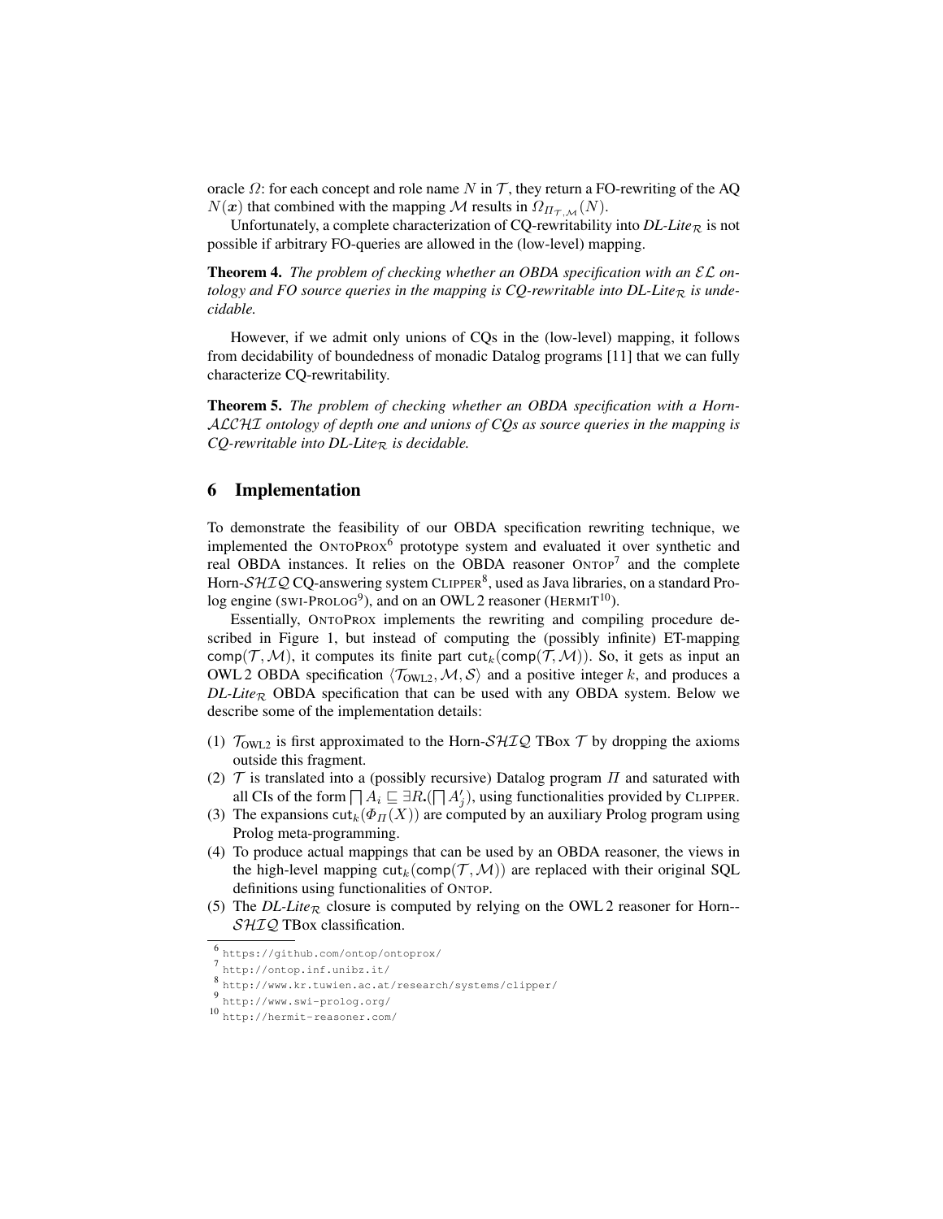oracle $\Omega$: for each concept and role name $N$ in $\mathcal{T}$, they return a FO-rewriting of the AQ $N(\boldsymbol{x})$ that combined with the mapping $\mathcal{M}$ results in $\Omega_{\Pi_{\mathcal{T},\mathcal{M}}}(N)$.

Unfortunately, a complete characterization of CQ-rewritability into *DL-Lite*$_\mathcal{R}$ is not possible if arbitrary FO-queries are allowed in the (low-level) mapping.

**Theorem 4.** *The problem of checking whether an OBDA specification with an $\mathcal{EL}$ ontology and FO source queries in the mapping is CQ-rewritable into DL-Lite$_\mathcal{R}$ is undecidable.*

However, if we admit only unions of CQs in the (low-level) mapping, it follows from decidability of boundedness of monadic Datalog programs [11] that we can fully characterize CQ-rewritability.

**Theorem 5.** *The problem of checking whether an OBDA specification with a Horn-$\mathcal{ALCHI}$ ontology of depth one and unions of CQs as source queries in the mapping is CQ-rewritable into DL-Lite$_\mathcal{R}$ is decidable.*

## 6 Implementation

To demonstrate the feasibility of our OBDA specification rewriting technique, we implemented the ONTOPROX[6] prototype system and evaluated it over synthetic and real OBDA instances. It relies on the OBDA reasoner ONTOP[7] and the complete Horn-$\mathcal{SHIQ}$ CQ-answering system CLIPPER[8], used as Java libraries, on a standard Prolog engine (SWI-PROLOG[9]), and on an OWL 2 reasoner (HERMIT[10]).

Essentially, ONTOPROX implements the rewriting and compiling procedure described in Figure 1, but instead of computing the (possibly infinite) ET-mapping $\mathsf{comp}(\mathcal{T},\mathcal{M})$, it computes its finite part $\mathsf{cut}_k(\mathsf{comp}(\mathcal{T},\mathcal{M}))$. So, it gets as input an OWL 2 OBDA specification $\langle \mathcal{T}_{\text{OWL2}}, \mathcal{M}, \mathcal{S}\rangle$ and a positive integer $k$, and produces a *DL-Lite*$_\mathcal{R}$ OBDA specification that can be used with any OBDA system. Below we describe some of the implementation details:

(1) $\mathcal{T}_{\text{OWL2}}$ is first approximated to the Horn-$\mathcal{SHIQ}$ TBox $\mathcal{T}$ by dropping the axioms outside this fragment.
(2) $\mathcal{T}$ is translated into a (possibly recursive) Datalog program $\Pi$ and saturated with all CIs of the form $\bigsqcap A_i \sqsubseteq \exists R.(\bigsqcap A'_j)$, using functionalities provided by CLIPPER.
(3) The expansions $\mathsf{cut}_k(\Phi_\Pi(X))$ are computed by an auxiliary Prolog program using Prolog meta-programming.
(4) To produce actual mappings that can be used by an OBDA reasoner, the views in the high-level mapping $\mathsf{cut}_k(\mathsf{comp}(\mathcal{T},\mathcal{M}))$ are replaced with their original SQL definitions using functionalities of ONTOP.
(5) The *DL-Lite*$_\mathcal{R}$ closure is computed by relying on the OWL 2 reasoner for Horn-$\mathcal{SHIQ}$ TBox classification.

[6] https://github.com/ontop/ontoprox/
[7] http://ontop.inf.unibz.it/
[8] http://www.kr.tuwien.ac.at/research/systems/clipper/
[9] http://www.swi-prolog.org/
[10] http://hermit-reasoner.com/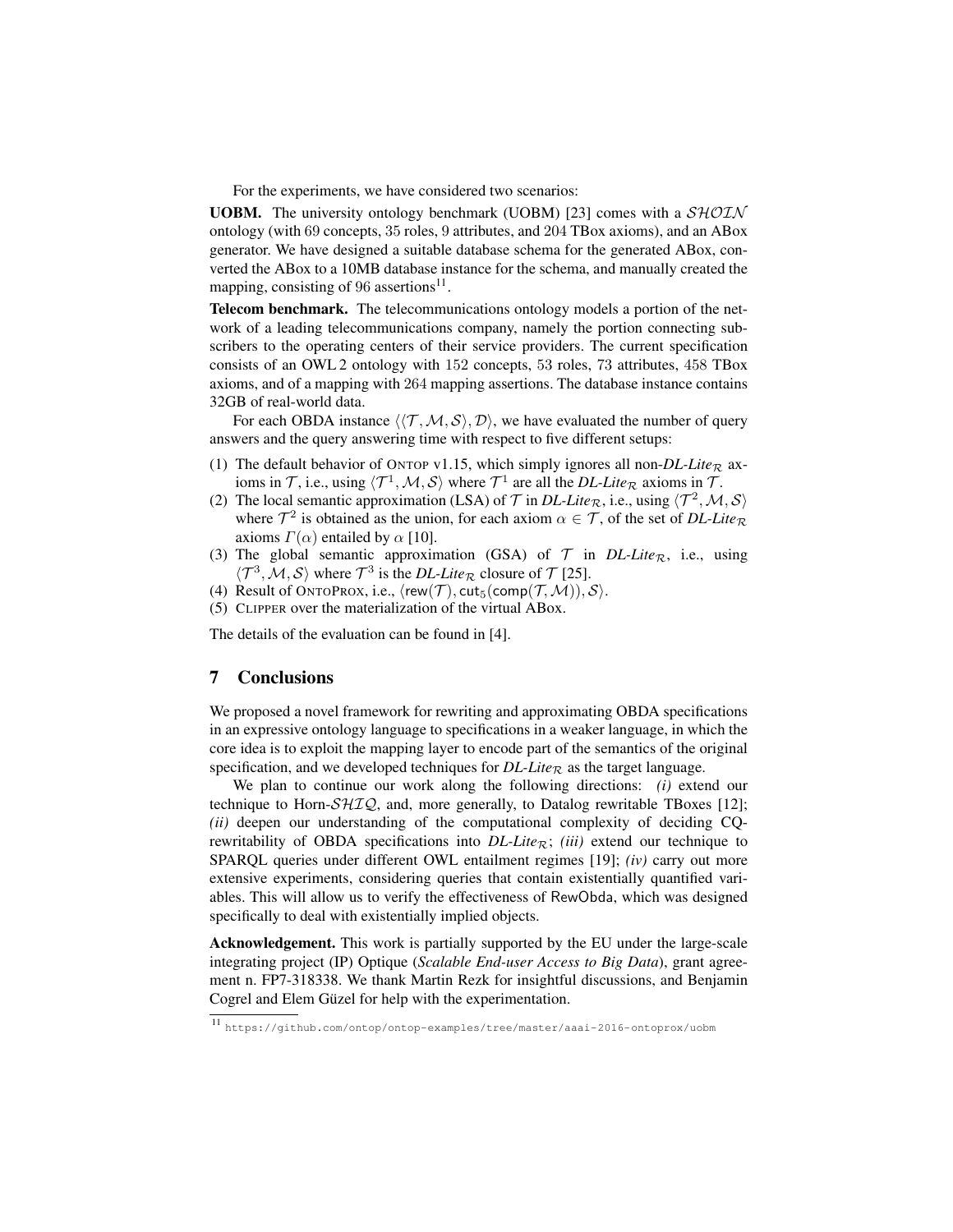For the experiments, we have considered two scenarios:

**UOBM.** The university ontology benchmark (UOBM) [23] comes with a $\mathcal{SHOIN}$ ontology (with 69 concepts, 35 roles, 9 attributes, and 204 TBox axioms), and an ABox generator. We have designed a suitable database schema for the generated ABox, converted the ABox to a 10MB database instance for the schema, and manually created the mapping, consisting of 96 assertions[11].

**Telecom benchmark.** The telecommunications ontology models a portion of the network of a leading telecommunications company, namely the portion connecting subscribers to the operating centers of their service providers. The current specification consists of an OWL 2 ontology with 152 concepts, 53 roles, 73 attributes, 458 TBox axioms, and of a mapping with 264 mapping assertions. The database instance contains 32GB of real-world data.

For each OBDA instance $\langle\langle \mathcal{T}, \mathcal{M}, \mathcal{S}\rangle, \mathcal{D}\rangle$, we have evaluated the number of query answers and the query answering time with respect to five different setups:

(1) The default behavior of ONTOP v1.15, which simply ignores all non-*DL-Lite*$_\mathcal{R}$ axioms in $\mathcal{T}$, i.e., using $\langle \mathcal{T}^1, \mathcal{M}, \mathcal{S}\rangle$ where $\mathcal{T}^1$ are all the *DL-Lite*$_\mathcal{R}$ axioms in $\mathcal{T}$.
(2) The local semantic approximation (LSA) of $\mathcal{T}$ in *DL-Lite*$_\mathcal{R}$, i.e., using $\langle \mathcal{T}^2, \mathcal{M}, \mathcal{S}\rangle$ where $\mathcal{T}^2$ is obtained as the union, for each axiom $\alpha \in \mathcal{T}$, of the set of *DL-Lite*$_\mathcal{R}$ axioms $\Gamma(\alpha)$ entailed by $\alpha$ [10].
(3) The global semantic approximation (GSA) of $\mathcal{T}$ in *DL-Lite*$_\mathcal{R}$, i.e., using $\langle \mathcal{T}^3, \mathcal{M}, \mathcal{S}\rangle$ where $\mathcal{T}^3$ is the *DL-Lite*$_\mathcal{R}$ closure of $\mathcal{T}$ [25].
(4) Result of ONTOPROX, i.e., $\langle \mathsf{rew}(\mathcal{T}), \mathsf{cut}_5(\mathsf{comp}(\mathcal{T}, \mathcal{M})), \mathcal{S}\rangle$.
(5) CLIPPER over the materialization of the virtual ABox.

The details of the evaluation can be found in [4].

## 7 Conclusions

We proposed a novel framework for rewriting and approximating OBDA specifications in an expressive ontology language to specifications in a weaker language, in which the core idea is to exploit the mapping layer to encode part of the semantics of the original specification, and we developed techniques for *DL-Lite*$_\mathcal{R}$ as the target language.

We plan to continue our work along the following directions: *(i)* extend our technique to Horn-$\mathcal{SHIQ}$, and, more generally, to Datalog rewritable TBoxes [12]; *(ii)* deepen our understanding of the computational complexity of deciding CQ-rewritability of OBDA specifications into *DL-Lite*$_\mathcal{R}$; *(iii)* extend our technique to SPARQL queries under different OWL entailment regimes [19]; *(iv)* carry out more extensive experiments, considering queries that contain existentially quantified variables. This will allow us to verify the effectiveness of RewObda, which was designed specifically to deal with existentially implied objects.

**Acknowledgement.** This work is partially supported by the EU under the large-scale integrating project (IP) Optique (*Scalable End-user Access to Big Data*), grant agreement n. FP7-318338. We thank Martin Rezk for insightful discussions, and Benjamin Cogrel and Elem Güzel for help with the experimentation.

[11] https://github.com/ontop/ontop-examples/tree/master/aaai-2016-ontoprox/uobm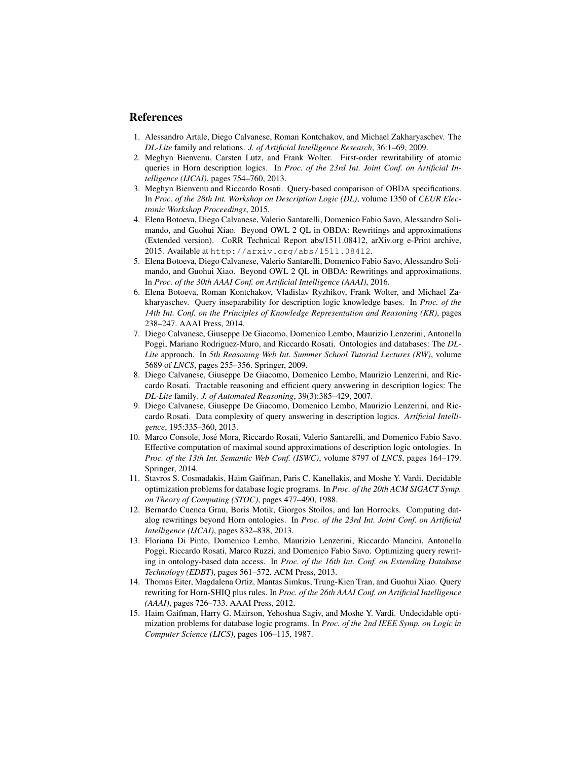## References

1. Alessandro Artale, Diego Calvanese, Roman Kontchakov, and Michael Zakharyaschev. The *DL-Lite* family and relations. *J. of Artificial Intelligence Research*, 36:1–69, 2009.
2. Meghyn Bienvenu, Carsten Lutz, and Frank Wolter. First-order rewritability of atomic queries in Horn description logics. In *Proc. of the 23rd Int. Joint Conf. on Artificial Intelligence (IJCAI)*, pages 754–760, 2013.
3. Meghyn Bienvenu and Riccardo Rosati. Query-based comparison of OBDA specifications. In *Proc. of the 28th Int. Workshop on Description Logic (DL)*, volume 1350 of *CEUR Electronic Workshop Proceedings*, 2015.
4. Elena Botoeva, Diego Calvanese, Valerio Santarelli, Domenico Fabio Savo, Alessandro Solimando, and Guohui Xiao. Beyond OWL 2 QL in OBDA: Rewritings and approximations (Extended version). CoRR Technical Report abs/1511.08412, arXiv.org e-Print archive, 2015. Available at `http://arxiv.org/abs/1511.08412`.
5. Elena Botoeva, Diego Calvanese, Valerio Santarelli, Domenico Fabio Savo, Alessandro Solimando, and Guohui Xiao. Beyond OWL 2 QL in OBDA: Rewritings and approximations. In *Proc. of the 30th AAAI Conf. on Artificial Intelligence (AAAI)*, 2016.
6. Elena Botoeva, Roman Kontchakov, Vladislav Ryzhikov, Frank Wolter, and Michael Zakharyaschev. Query inseparability for description logic knowledge bases. In *Proc. of the 14th Int. Conf. on the Principles of Knowledge Representation and Reasoning (KR)*, pages 238–247. AAAI Press, 2014.
7. Diego Calvanese, Giuseppe De Giacomo, Domenico Lembo, Maurizio Lenzerini, Antonella Poggi, Mariano Rodriguez-Muro, and Riccardo Rosati. Ontologies and databases: The *DL-Lite* approach. In *5th Reasoning Web Int. Summer School Tutorial Lectures (RW)*, volume 5689 of *LNCS*, pages 255–356. Springer, 2009.
8. Diego Calvanese, Giuseppe De Giacomo, Domenico Lembo, Maurizio Lenzerini, and Riccardo Rosati. Tractable reasoning and efficient query answering in description logics: The *DL-Lite* family. *J. of Automated Reasoning*, 39(3):385–429, 2007.
9. Diego Calvanese, Giuseppe De Giacomo, Domenico Lembo, Maurizio Lenzerini, and Riccardo Rosati. Data complexity of query answering in description logics. *Artificial Intelligence*, 195:335–360, 2013.
10. Marco Console, José Mora, Riccardo Rosati, Valerio Santarelli, and Domenico Fabio Savo. Effective computation of maximal sound approximations of description logic ontologies. In *Proc. of the 13th Int. Semantic Web Conf. (ISWC)*, volume 8797 of *LNCS*, pages 164–179. Springer, 2014.
11. Stavros S. Cosmadakis, Haim Gaifman, Paris C. Kanellakis, and Moshe Y. Vardi. Decidable optimization problems for database logic programs. In *Proc. of the 20th ACM SIGACT Symp. on Theory of Computing (STOC)*, pages 477–490, 1988.
12. Bernardo Cuenca Grau, Boris Motik, Giorgos Stoilos, and Ian Horrocks. Computing datalog rewritings beyond Horn ontologies. In *Proc. of the 23rd Int. Joint Conf. on Artificial Intelligence (IJCAI)*, pages 832–838, 2013.
13. Floriana Di Pinto, Domenico Lembo, Maurizio Lenzerini, Riccardo Mancini, Antonella Poggi, Riccardo Rosati, Marco Ruzzi, and Domenico Fabio Savo. Optimizing query rewriting in ontology-based data access. In *Proc. of the 16th Int. Conf. on Extending Database Technology (EDBT)*, pages 561–572. ACM Press, 2013.
14. Thomas Eiter, Magdalena Ortiz, Mantas Simkus, Trung-Kien Tran, and Guohui Xiao. Query rewriting for Horn-SHIQ plus rules. In *Proc. of the 26th AAAI Conf. on Artificial Intelligence (AAAI)*, pages 726–733. AAAI Press, 2012.
15. Haim Gaifman, Harry G. Mairson, Yehoshua Sagiv, and Moshe Y. Vardi. Undecidable optimization problems for database logic programs. In *Proc. of the 2nd IEEE Symp. on Logic in Computer Science (LICS)*, pages 106–115, 1987.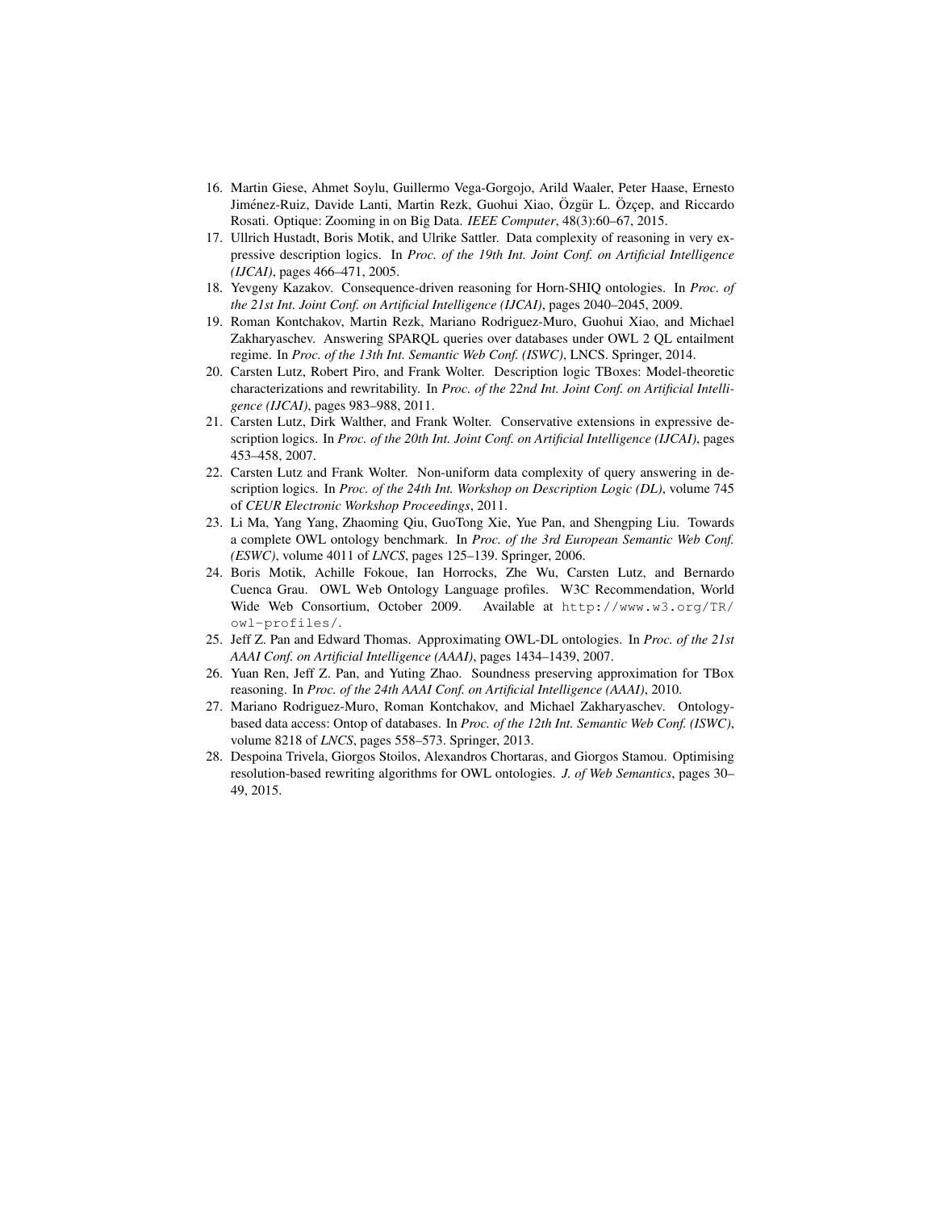16. Martin Giese, Ahmet Soylu, Guillermo Vega-Gorgojo, Arild Waaler, Peter Haase, Ernesto Jiménez-Ruiz, Davide Lanti, Martin Rezk, Guohui Xiao, Özgür L. Özçep, and Riccardo Rosati. Optique: Zooming in on Big Data. *IEEE Computer*, 48(3):60–67, 2015.
17. Ullrich Hustadt, Boris Motik, and Ulrike Sattler. Data complexity of reasoning in very expressive description logics. In *Proc. of the 19th Int. Joint Conf. on Artificial Intelligence (IJCAI)*, pages 466–471, 2005.
18. Yevgeny Kazakov. Consequence-driven reasoning for Horn-SHIQ ontologies. In *Proc. of the 21st Int. Joint Conf. on Artificial Intelligence (IJCAI)*, pages 2040–2045, 2009.
19. Roman Kontchakov, Martin Rezk, Mariano Rodriguez-Muro, Guohui Xiao, and Michael Zakharyaschev. Answering SPARQL queries over databases under OWL 2 QL entailment regime. In *Proc. of the 13th Int. Semantic Web Conf. (ISWC)*, LNCS. Springer, 2014.
20. Carsten Lutz, Robert Piro, and Frank Wolter. Description logic TBoxes: Model-theoretic characterizations and rewritability. In *Proc. of the 22nd Int. Joint Conf. on Artificial Intelligence (IJCAI)*, pages 983–988, 2011.
21. Carsten Lutz, Dirk Walther, and Frank Wolter. Conservative extensions in expressive description logics. In *Proc. of the 20th Int. Joint Conf. on Artificial Intelligence (IJCAI)*, pages 453–458, 2007.
22. Carsten Lutz and Frank Wolter. Non-uniform data complexity of query answering in description logics. In *Proc. of the 24th Int. Workshop on Description Logic (DL)*, volume 745 of *CEUR Electronic Workshop Proceedings*, 2011.
23. Li Ma, Yang Yang, Zhaoming Qiu, GuoTong Xie, Yue Pan, and Shengping Liu. Towards a complete OWL ontology benchmark. In *Proc. of the 3rd European Semantic Web Conf. (ESWC)*, volume 4011 of *LNCS*, pages 125–139. Springer, 2006.
24. Boris Motik, Achille Fokoue, Ian Horrocks, Zhe Wu, Carsten Lutz, and Bernardo Cuenca Grau. OWL Web Ontology Language profiles. W3C Recommendation, World Wide Web Consortium, October 2009. Available at `http://www.w3.org/TR/owl-profiles/`.
25. Jeff Z. Pan and Edward Thomas. Approximating OWL-DL ontologies. In *Proc. of the 21st AAAI Conf. on Artificial Intelligence (AAAI)*, pages 1434–1439, 2007.
26. Yuan Ren, Jeff Z. Pan, and Yuting Zhao. Soundness preserving approximation for TBox reasoning. In *Proc. of the 24th AAAI Conf. on Artificial Intelligence (AAAI)*, 2010.
27. Mariano Rodriguez-Muro, Roman Kontchakov, and Michael Zakharyaschev. Ontology-based data access: Ontop of databases. In *Proc. of the 12th Int. Semantic Web Conf. (ISWC)*, volume 8218 of *LNCS*, pages 558–573. Springer, 2013.
28. Despoina Trivela, Giorgos Stoilos, Alexandros Chortaras, and Giorgos Stamou. Optimising resolution-based rewriting algorithms for OWL ontologies. *J. of Web Semantics*, pages 30–49, 2015.